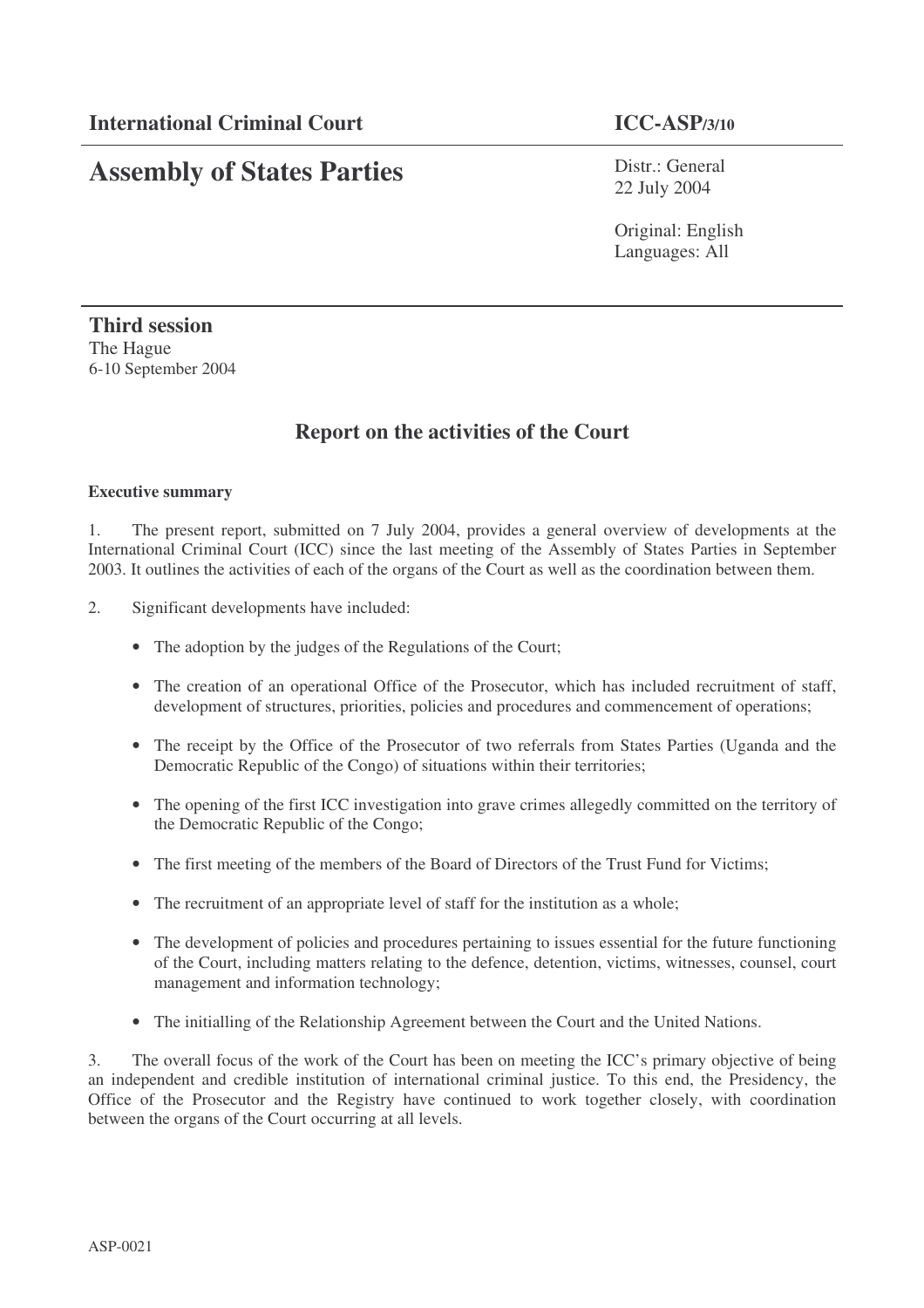**International Criminal Court** **ICC-ASP/3/10**

# Assembly of States Parties

Distr.: General
22 July 2004

Original: English
Languages: All

**Third session**
The Hague
6-10 September 2004

## Report on the activities of the Court

**Executive summary**

1. The present report, submitted on 7 July 2004, provides a general overview of developments at the International Criminal Court (ICC) since the last meeting of the Assembly of States Parties in September 2003. It outlines the activities of each of the organs of the Court as well as the coordination between them.

2. Significant developments have included:

- The adoption by the judges of the Regulations of the Court;
- The creation of an operational Office of the Prosecutor, which has included recruitment of staff, development of structures, priorities, policies and procedures and commencement of operations;
- The receipt by the Office of the Prosecutor of two referrals from States Parties (Uganda and the Democratic Republic of the Congo) of situations within their territories;
- The opening of the first ICC investigation into grave crimes allegedly committed on the territory of the Democratic Republic of the Congo;
- The first meeting of the members of the Board of Directors of the Trust Fund for Victims;
- The recruitment of an appropriate level of staff for the institution as a whole;
- The development of policies and procedures pertaining to issues essential for the future functioning of the Court, including matters relating to the defence, detention, victims, witnesses, counsel, court management and information technology;
- The initialling of the Relationship Agreement between the Court and the United Nations.

3. The overall focus of the work of the Court has been on meeting the ICC's primary objective of being an independent and credible institution of international criminal justice. To this end, the Presidency, the Office of the Prosecutor and the Registry have continued to work together closely, with coordination between the organs of the Court occurring at all levels.

ASP-0021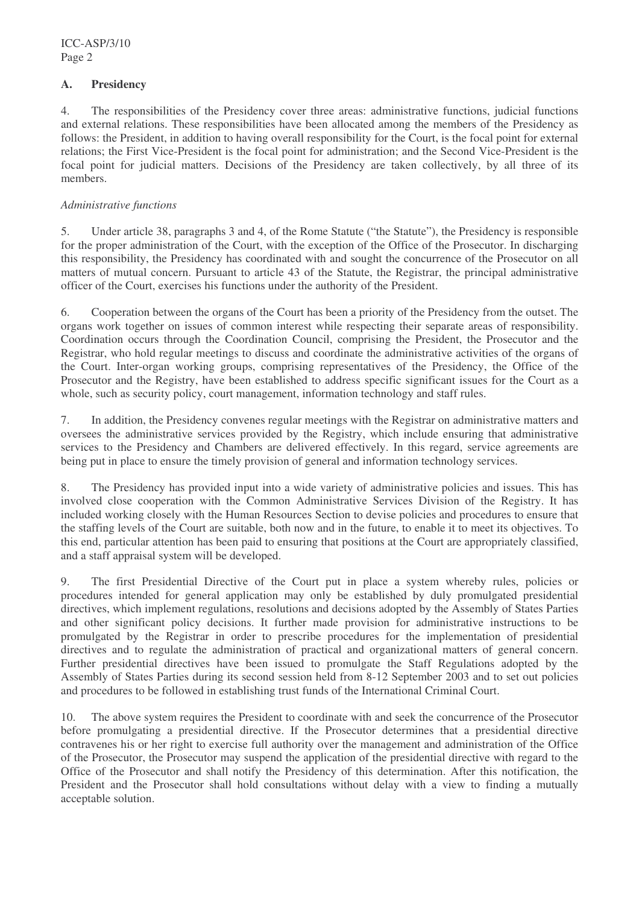## A. Presidency

4. The responsibilities of the Presidency cover three areas: administrative functions, judicial functions and external relations. These responsibilities have been allocated among the members of the Presidency as follows: the President, in addition to having overall responsibility for the Court, is the focal point for external relations; the First Vice-President is the focal point for administration; and the Second Vice-President is the focal point for judicial matters. Decisions of the Presidency are taken collectively, by all three of its members.

*Administrative functions*

5. Under article 38, paragraphs 3 and 4, of the Rome Statute ("the Statute"), the Presidency is responsible for the proper administration of the Court, with the exception of the Office of the Prosecutor. In discharging this responsibility, the Presidency has coordinated with and sought the concurrence of the Prosecutor on all matters of mutual concern. Pursuant to article 43 of the Statute, the Registrar, the principal administrative officer of the Court, exercises his functions under the authority of the President.

6. Cooperation between the organs of the Court has been a priority of the Presidency from the outset. The organs work together on issues of common interest while respecting their separate areas of responsibility. Coordination occurs through the Coordination Council, comprising the President, the Prosecutor and the Registrar, who hold regular meetings to discuss and coordinate the administrative activities of the organs of the Court. Inter-organ working groups, comprising representatives of the Presidency, the Office of the Prosecutor and the Registry, have been established to address specific significant issues for the Court as a whole, such as security policy, court management, information technology and staff rules.

7. In addition, the Presidency convenes regular meetings with the Registrar on administrative matters and oversees the administrative services provided by the Registry, which include ensuring that administrative services to the Presidency and Chambers are delivered effectively. In this regard, service agreements are being put in place to ensure the timely provision of general and information technology services.

8. The Presidency has provided input into a wide variety of administrative policies and issues. This has involved close cooperation with the Common Administrative Services Division of the Registry. It has included working closely with the Human Resources Section to devise policies and procedures to ensure that the staffing levels of the Court are suitable, both now and in the future, to enable it to meet its objectives. To this end, particular attention has been paid to ensuring that positions at the Court are appropriately classified, and a staff appraisal system will be developed.

9. The first Presidential Directive of the Court put in place a system whereby rules, policies or procedures intended for general application may only be established by duly promulgated presidential directives, which implement regulations, resolutions and decisions adopted by the Assembly of States Parties and other significant policy decisions. It further made provision for administrative instructions to be promulgated by the Registrar in order to prescribe procedures for the implementation of presidential directives and to regulate the administration of practical and organizational matters of general concern. Further presidential directives have been issued to promulgate the Staff Regulations adopted by the Assembly of States Parties during its second session held from 8-12 September 2003 and to set out policies and procedures to be followed in establishing trust funds of the International Criminal Court.

10. The above system requires the President to coordinate with and seek the concurrence of the Prosecutor before promulgating a presidential directive. If the Prosecutor determines that a presidential directive contravenes his or her right to exercise full authority over the management and administration of the Office of the Prosecutor, the Prosecutor may suspend the application of the presidential directive with regard to the Office of the Prosecutor and shall notify the Presidency of this determination. After this notification, the President and the Prosecutor shall hold consultations without delay with a view to finding a mutually acceptable solution.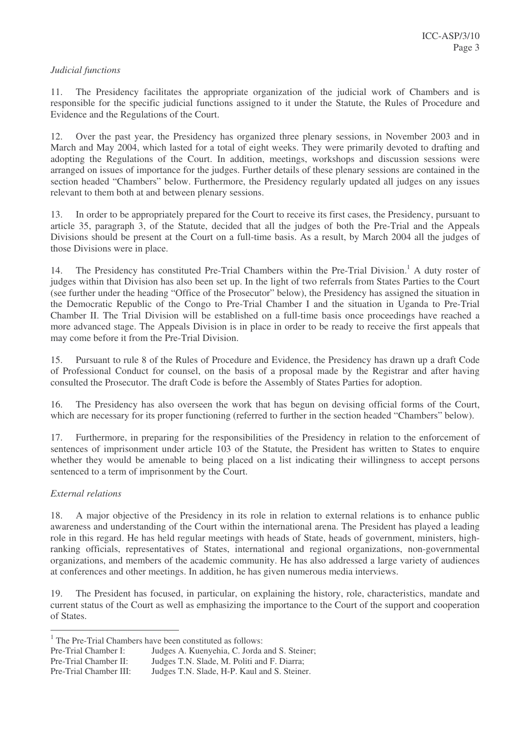*Judicial functions*

11. The Presidency facilitates the appropriate organization of the judicial work of Chambers and is responsible for the specific judicial functions assigned to it under the Statute, the Rules of Procedure and Evidence and the Regulations of the Court.

12. Over the past year, the Presidency has organized three plenary sessions, in November 2003 and in March and May 2004, which lasted for a total of eight weeks. They were primarily devoted to drafting and adopting the Regulations of the Court. In addition, meetings, workshops and discussion sessions were arranged on issues of importance for the judges. Further details of these plenary sessions are contained in the section headed "Chambers" below. Furthermore, the Presidency regularly updated all judges on any issues relevant to them both at and between plenary sessions.

13. In order to be appropriately prepared for the Court to receive its first cases, the Presidency, pursuant to article 35, paragraph 3, of the Statute, decided that all the judges of both the Pre-Trial and the Appeals Divisions should be present at the Court on a full-time basis. As a result, by March 2004 all the judges of those Divisions were in place.

14. The Presidency has constituted Pre-Trial Chambers within the Pre-Trial Division.[1] A duty roster of judges within that Division has also been set up. In the light of two referrals from States Parties to the Court (see further under the heading "Office of the Prosecutor" below), the Presidency has assigned the situation in the Democratic Republic of the Congo to Pre-Trial Chamber I and the situation in Uganda to Pre-Trial Chamber II. The Trial Division will be established on a full-time basis once proceedings have reached a more advanced stage. The Appeals Division is in place in order to be ready to receive the first appeals that may come before it from the Pre-Trial Division.

15. Pursuant to rule 8 of the Rules of Procedure and Evidence, the Presidency has drawn up a draft Code of Professional Conduct for counsel, on the basis of a proposal made by the Registrar and after having consulted the Prosecutor. The draft Code is before the Assembly of States Parties for adoption.

16. The Presidency has also overseen the work that has begun on devising official forms of the Court, which are necessary for its proper functioning (referred to further in the section headed "Chambers" below).

17. Furthermore, in preparing for the responsibilities of the Presidency in relation to the enforcement of sentences of imprisonment under article 103 of the Statute, the President has written to States to enquire whether they would be amenable to being placed on a list indicating their willingness to accept persons sentenced to a term of imprisonment by the Court.

*External relations*

18. A major objective of the Presidency in its role in relation to external relations is to enhance public awareness and understanding of the Court within the international arena. The President has played a leading role in this regard. He has held regular meetings with heads of State, heads of government, ministers, high-ranking officials, representatives of States, international and regional organizations, non-governmental organizations, and members of the academic community. He has also addressed a large variety of audiences at conferences and other meetings. In addition, he has given numerous media interviews.

19. The President has focused, in particular, on explaining the history, role, characteristics, mandate and current status of the Court as well as emphasizing the importance to the Court of the support and cooperation of States.

---

[1] The Pre-Trial Chambers have been constituted as follows:
Pre-Trial Chamber I: Judges A. Kuenyehia, C. Jorda and S. Steiner;
Pre-Trial Chamber II: Judges T.N. Slade, M. Politi and F. Diarra;
Pre-Trial Chamber III: Judges T.N. Slade, H-P. Kaul and S. Steiner.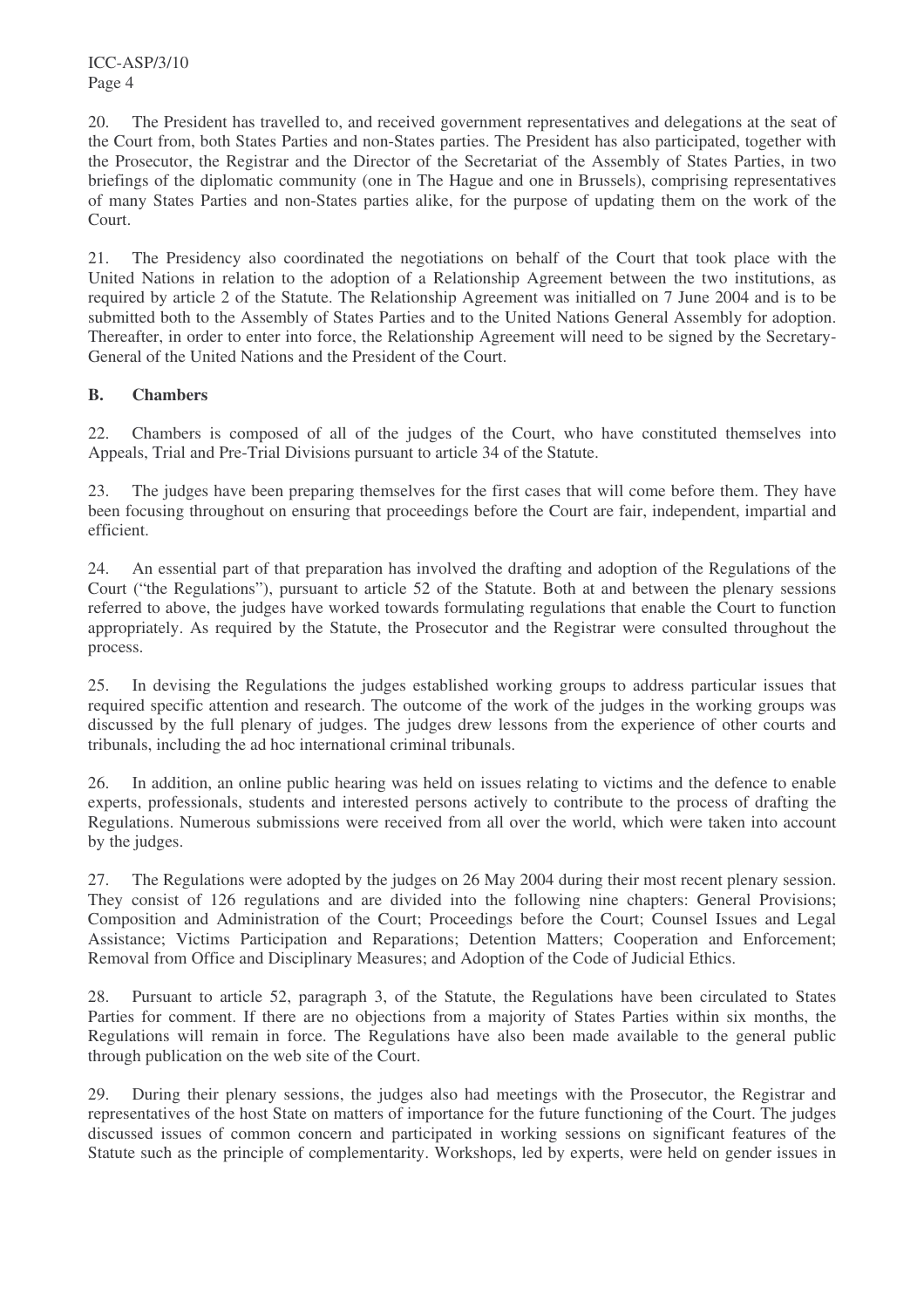20. The President has travelled to, and received government representatives and delegations at the seat of the Court from, both States Parties and non-States parties. The President has also participated, together with the Prosecutor, the Registrar and the Director of the Secretariat of the Assembly of States Parties, in two briefings of the diplomatic community (one in The Hague and one in Brussels), comprising representatives of many States Parties and non-States parties alike, for the purpose of updating them on the work of the Court.

21. The Presidency also coordinated the negotiations on behalf of the Court that took place with the United Nations in relation to the adoption of a Relationship Agreement between the two institutions, as required by article 2 of the Statute. The Relationship Agreement was initialled on 7 June 2004 and is to be submitted both to the Assembly of States Parties and to the United Nations General Assembly for adoption. Thereafter, in order to enter into force, the Relationship Agreement will need to be signed by the Secretary-General of the United Nations and the President of the Court.

**B. Chambers**

22. Chambers is composed of all of the judges of the Court, who have constituted themselves into Appeals, Trial and Pre-Trial Divisions pursuant to article 34 of the Statute.

23. The judges have been preparing themselves for the first cases that will come before them. They have been focusing throughout on ensuring that proceedings before the Court are fair, independent, impartial and efficient.

24. An essential part of that preparation has involved the drafting and adoption of the Regulations of the Court ("the Regulations"), pursuant to article 52 of the Statute. Both at and between the plenary sessions referred to above, the judges have worked towards formulating regulations that enable the Court to function appropriately. As required by the Statute, the Prosecutor and the Registrar were consulted throughout the process.

25. In devising the Regulations the judges established working groups to address particular issues that required specific attention and research. The outcome of the work of the judges in the working groups was discussed by the full plenary of judges. The judges drew lessons from the experience of other courts and tribunals, including the ad hoc international criminal tribunals.

26. In addition, an online public hearing was held on issues relating to victims and the defence to enable experts, professionals, students and interested persons actively to contribute to the process of drafting the Regulations. Numerous submissions were received from all over the world, which were taken into account by the judges.

27. The Regulations were adopted by the judges on 26 May 2004 during their most recent plenary session. They consist of 126 regulations and are divided into the following nine chapters: General Provisions; Composition and Administration of the Court; Proceedings before the Court; Counsel Issues and Legal Assistance; Victims Participation and Reparations; Detention Matters; Cooperation and Enforcement; Removal from Office and Disciplinary Measures; and Adoption of the Code of Judicial Ethics.

28. Pursuant to article 52, paragraph 3, of the Statute, the Regulations have been circulated to States Parties for comment. If there are no objections from a majority of States Parties within six months, the Regulations will remain in force. The Regulations have also been made available to the general public through publication on the web site of the Court.

29. During their plenary sessions, the judges also had meetings with the Prosecutor, the Registrar and representatives of the host State on matters of importance for the future functioning of the Court. The judges discussed issues of common concern and participated in working sessions on significant features of the Statute such as the principle of complementarity. Workshops, led by experts, were held on gender issues in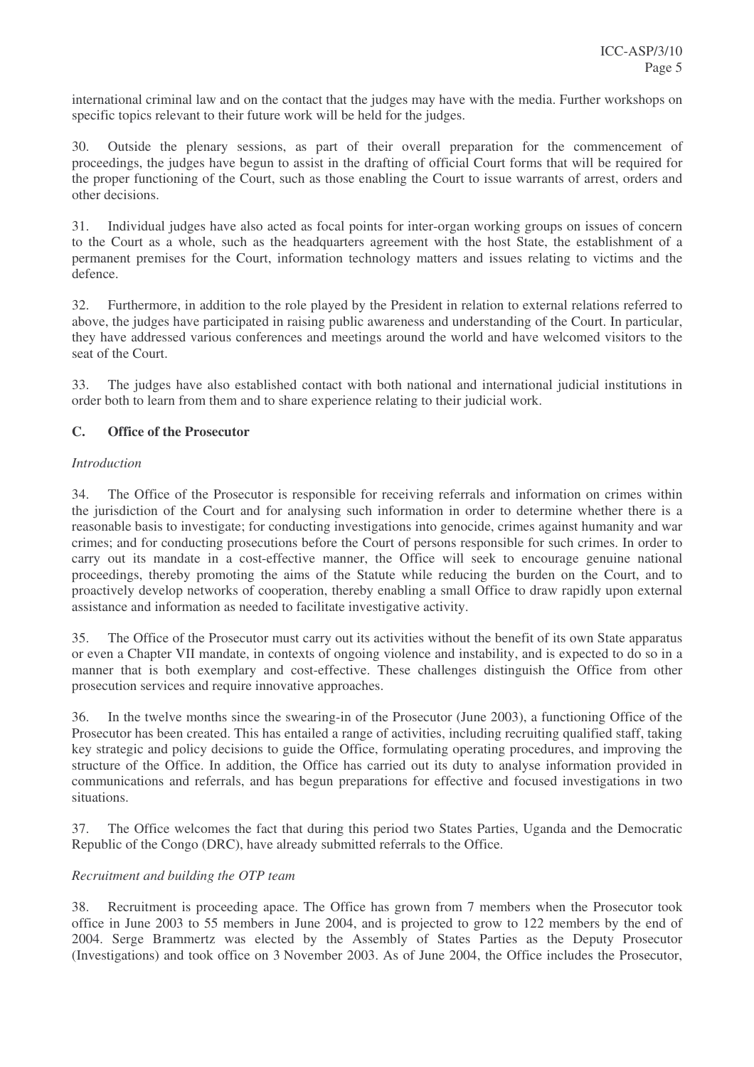international criminal law and on the contact that the judges may have with the media. Further workshops on specific topics relevant to their future work will be held for the judges.

30. Outside the plenary sessions, as part of their overall preparation for the commencement of proceedings, the judges have begun to assist in the drafting of official Court forms that will be required for the proper functioning of the Court, such as those enabling the Court to issue warrants of arrest, orders and other decisions.

31. Individual judges have also acted as focal points for inter-organ working groups on issues of concern to the Court as a whole, such as the headquarters agreement with the host State, the establishment of a permanent premises for the Court, information technology matters and issues relating to victims and the defence.

32. Furthermore, in addition to the role played by the President in relation to external relations referred to above, the judges have participated in raising public awareness and understanding of the Court. In particular, they have addressed various conferences and meetings around the world and have welcomed visitors to the seat of the Court.

33. The judges have also established contact with both national and international judicial institutions in order both to learn from them and to share experience relating to their judicial work.

## C. Office of the Prosecutor

*Introduction*

34. The Office of the Prosecutor is responsible for receiving referrals and information on crimes within the jurisdiction of the Court and for analysing such information in order to determine whether there is a reasonable basis to investigate; for conducting investigations into genocide, crimes against humanity and war crimes; and for conducting prosecutions before the Court of persons responsible for such crimes. In order to carry out its mandate in a cost-effective manner, the Office will seek to encourage genuine national proceedings, thereby promoting the aims of the Statute while reducing the burden on the Court, and to proactively develop networks of cooperation, thereby enabling a small Office to draw rapidly upon external assistance and information as needed to facilitate investigative activity.

35. The Office of the Prosecutor must carry out its activities without the benefit of its own State apparatus or even a Chapter VII mandate, in contexts of ongoing violence and instability, and is expected to do so in a manner that is both exemplary and cost-effective. These challenges distinguish the Office from other prosecution services and require innovative approaches.

36. In the twelve months since the swearing-in of the Prosecutor (June 2003), a functioning Office of the Prosecutor has been created. This has entailed a range of activities, including recruiting qualified staff, taking key strategic and policy decisions to guide the Office, formulating operating procedures, and improving the structure of the Office. In addition, the Office has carried out its duty to analyse information provided in communications and referrals, and has begun preparations for effective and focused investigations in two situations.

37. The Office welcomes the fact that during this period two States Parties, Uganda and the Democratic Republic of the Congo (DRC), have already submitted referrals to the Office.

*Recruitment and building the OTP team*

38. Recruitment is proceeding apace. The Office has grown from 7 members when the Prosecutor took office in June 2003 to 55 members in June 2004, and is projected to grow to 122 members by the end of 2004. Serge Brammertz was elected by the Assembly of States Parties as the Deputy Prosecutor (Investigations) and took office on 3 November 2003. As of June 2004, the Office includes the Prosecutor,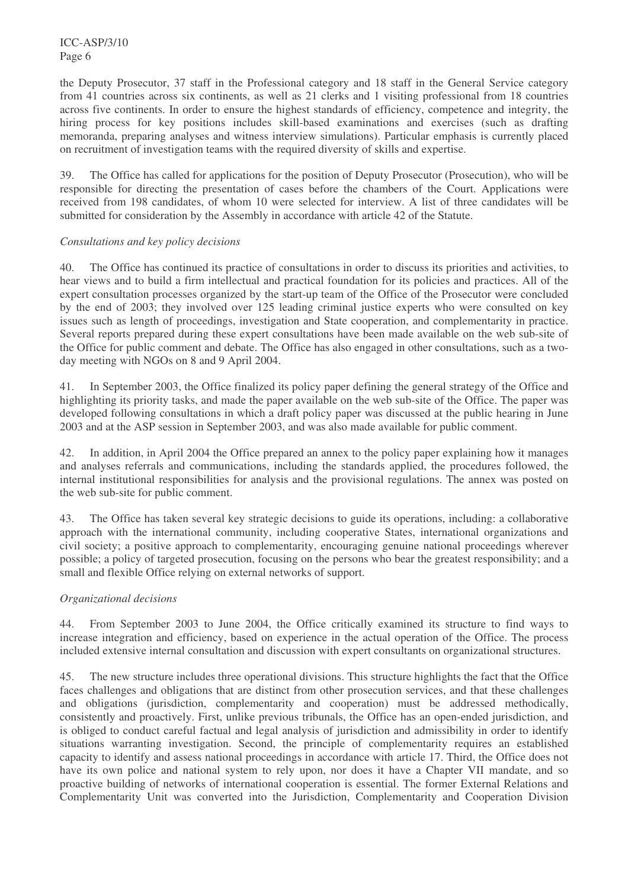the Deputy Prosecutor, 37 staff in the Professional category and 18 staff in the General Service category from 41 countries across six continents, as well as 21 clerks and 1 visiting professional from 18 countries across five continents. In order to ensure the highest standards of efficiency, competence and integrity, the hiring process for key positions includes skill-based examinations and exercises (such as drafting memoranda, preparing analyses and witness interview simulations). Particular emphasis is currently placed on recruitment of investigation teams with the required diversity of skills and expertise.

39. The Office has called for applications for the position of Deputy Prosecutor (Prosecution), who will be responsible for directing the presentation of cases before the chambers of the Court. Applications were received from 198 candidates, of whom 10 were selected for interview. A list of three candidates will be submitted for consideration by the Assembly in accordance with article 42 of the Statute.

*Consultations and key policy decisions*

40. The Office has continued its practice of consultations in order to discuss its priorities and activities, to hear views and to build a firm intellectual and practical foundation for its policies and practices. All of the expert consultation processes organized by the start-up team of the Office of the Prosecutor were concluded by the end of 2003; they involved over 125 leading criminal justice experts who were consulted on key issues such as length of proceedings, investigation and State cooperation, and complementarity in practice. Several reports prepared during these expert consultations have been made available on the web sub-site of the Office for public comment and debate. The Office has also engaged in other consultations, such as a two-day meeting with NGOs on 8 and 9 April 2004.

41. In September 2003, the Office finalized its policy paper defining the general strategy of the Office and highlighting its priority tasks, and made the paper available on the web sub-site of the Office. The paper was developed following consultations in which a draft policy paper was discussed at the public hearing in June 2003 and at the ASP session in September 2003, and was also made available for public comment.

42. In addition, in April 2004 the Office prepared an annex to the policy paper explaining how it manages and analyses referrals and communications, including the standards applied, the procedures followed, the internal institutional responsibilities for analysis and the provisional regulations. The annex was posted on the web sub-site for public comment.

43. The Office has taken several key strategic decisions to guide its operations, including: a collaborative approach with the international community, including cooperative States, international organizations and civil society; a positive approach to complementarity, encouraging genuine national proceedings wherever possible; a policy of targeted prosecution, focusing on the persons who bear the greatest responsibility; and a small and flexible Office relying on external networks of support.

*Organizational decisions*

44. From September 2003 to June 2004, the Office critically examined its structure to find ways to increase integration and efficiency, based on experience in the actual operation of the Office. The process included extensive internal consultation and discussion with expert consultants on organizational structures.

45. The new structure includes three operational divisions. This structure highlights the fact that the Office faces challenges and obligations that are distinct from other prosecution services, and that these challenges and obligations (jurisdiction, complementarity and cooperation) must be addressed methodically, consistently and proactively. First, unlike previous tribunals, the Office has an open-ended jurisdiction, and is obliged to conduct careful factual and legal analysis of jurisdiction and admissibility in order to identify situations warranting investigation. Second, the principle of complementarity requires an established capacity to identify and assess national proceedings in accordance with article 17. Third, the Office does not have its own police and national system to rely upon, nor does it have a Chapter VII mandate, and so proactive building of networks of international cooperation is essential. The former External Relations and Complementarity Unit was converted into the Jurisdiction, Complementarity and Cooperation Division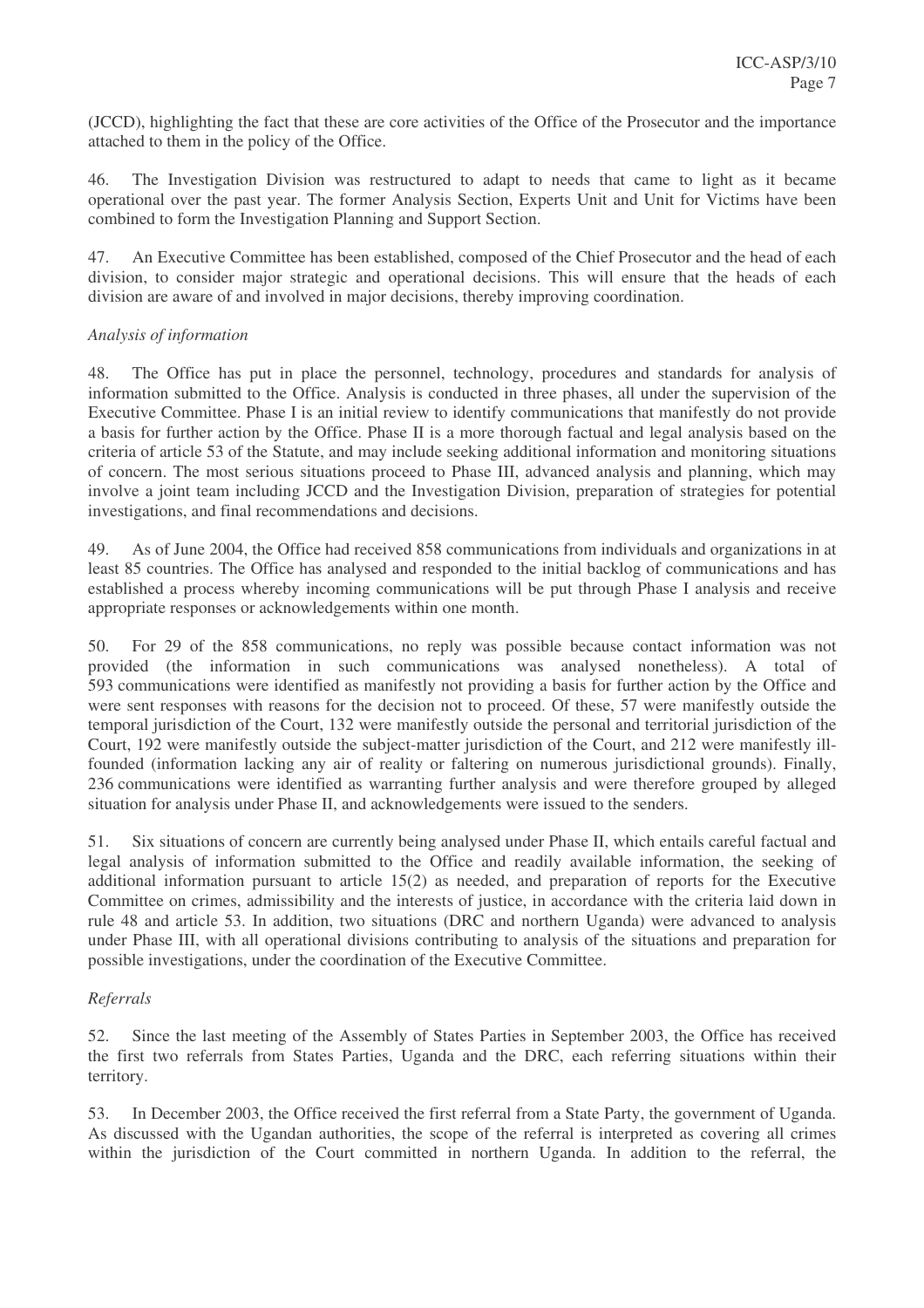(JCCD), highlighting the fact that these are core activities of the Office of the Prosecutor and the importance attached to them in the policy of the Office.

46. The Investigation Division was restructured to adapt to needs that came to light as it became operational over the past year. The former Analysis Section, Experts Unit and Unit for Victims have been combined to form the Investigation Planning and Support Section.

47. An Executive Committee has been established, composed of the Chief Prosecutor and the head of each division, to consider major strategic and operational decisions. This will ensure that the heads of each division are aware of and involved in major decisions, thereby improving coordination.

*Analysis of information*

48. The Office has put in place the personnel, technology, procedures and standards for analysis of information submitted to the Office. Analysis is conducted in three phases, all under the supervision of the Executive Committee. Phase I is an initial review to identify communications that manifestly do not provide a basis for further action by the Office. Phase II is a more thorough factual and legal analysis based on the criteria of article 53 of the Statute, and may include seeking additional information and monitoring situations of concern. The most serious situations proceed to Phase III, advanced analysis and planning, which may involve a joint team including JCCD and the Investigation Division, preparation of strategies for potential investigations, and final recommendations and decisions.

49. As of June 2004, the Office had received 858 communications from individuals and organizations in at least 85 countries. The Office has analysed and responded to the initial backlog of communications and has established a process whereby incoming communications will be put through Phase I analysis and receive appropriate responses or acknowledgements within one month.

50. For 29 of the 858 communications, no reply was possible because contact information was not provided (the information in such communications was analysed nonetheless). A total of 593 communications were identified as manifestly not providing a basis for further action by the Office and were sent responses with reasons for the decision not to proceed. Of these, 57 were manifestly outside the temporal jurisdiction of the Court, 132 were manifestly outside the personal and territorial jurisdiction of the Court, 192 were manifestly outside the subject-matter jurisdiction of the Court, and 212 were manifestly ill-founded (information lacking any air of reality or faltering on numerous jurisdictional grounds). Finally, 236 communications were identified as warranting further analysis and were therefore grouped by alleged situation for analysis under Phase II, and acknowledgements were issued to the senders.

51. Six situations of concern are currently being analysed under Phase II, which entails careful factual and legal analysis of information submitted to the Office and readily available information, the seeking of additional information pursuant to article 15(2) as needed, and preparation of reports for the Executive Committee on crimes, admissibility and the interests of justice, in accordance with the criteria laid down in rule 48 and article 53. In addition, two situations (DRC and northern Uganda) were advanced to analysis under Phase III, with all operational divisions contributing to analysis of the situations and preparation for possible investigations, under the coordination of the Executive Committee.

*Referrals*

52. Since the last meeting of the Assembly of States Parties in September 2003, the Office has received the first two referrals from States Parties, Uganda and the DRC, each referring situations within their territory.

53. In December 2003, the Office received the first referral from a State Party, the government of Uganda. As discussed with the Ugandan authorities, the scope of the referral is interpreted as covering all crimes within the jurisdiction of the Court committed in northern Uganda. In addition to the referral, the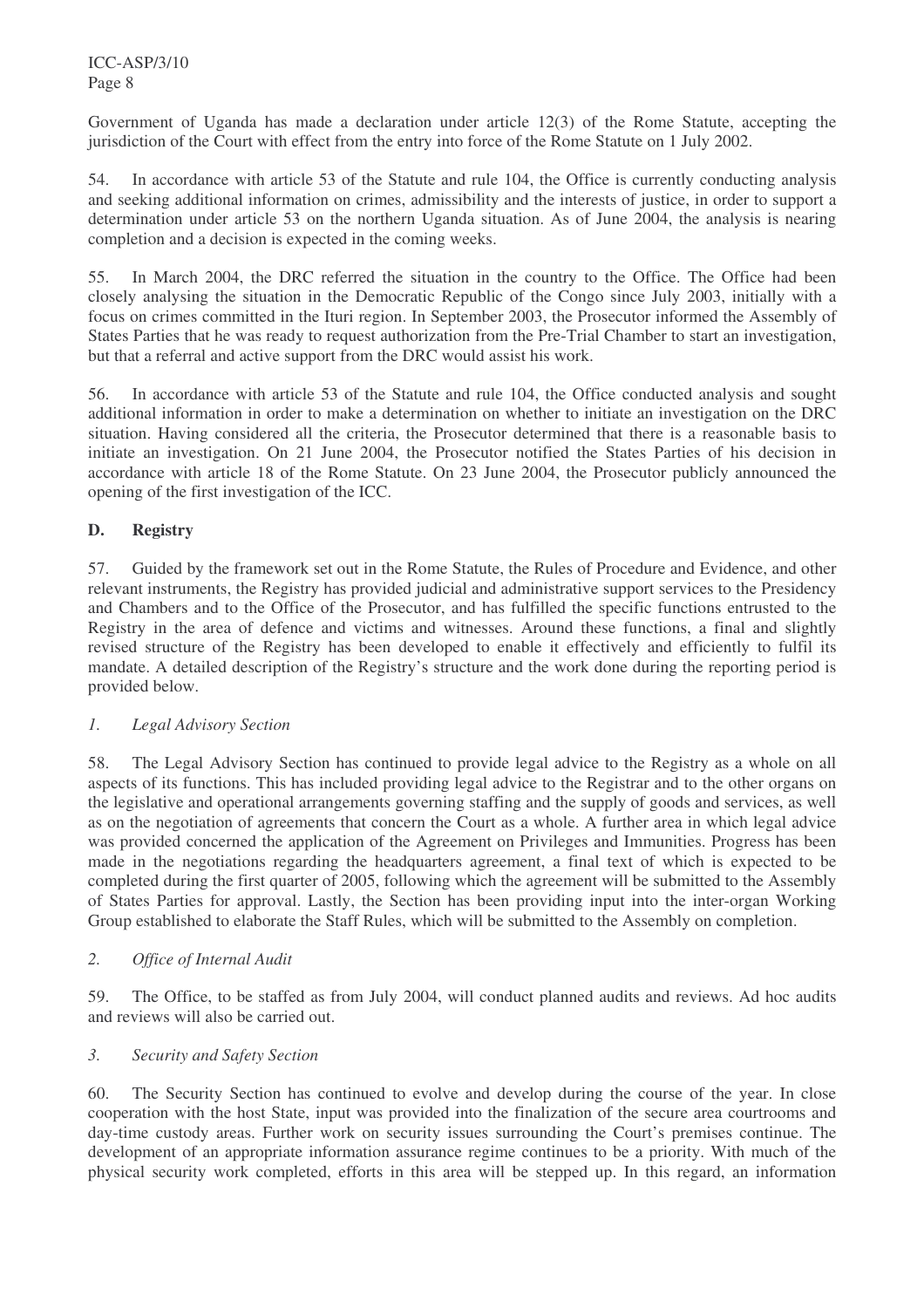Government of Uganda has made a declaration under article 12(3) of the Rome Statute, accepting the jurisdiction of the Court with effect from the entry into force of the Rome Statute on 1 July 2002.

54. In accordance with article 53 of the Statute and rule 104, the Office is currently conducting analysis and seeking additional information on crimes, admissibility and the interests of justice, in order to support a determination under article 53 on the northern Uganda situation. As of June 2004, the analysis is nearing completion and a decision is expected in the coming weeks.

55. In March 2004, the DRC referred the situation in the country to the Office. The Office had been closely analysing the situation in the Democratic Republic of the Congo since July 2003, initially with a focus on crimes committed in the Ituri region. In September 2003, the Prosecutor informed the Assembly of States Parties that he was ready to request authorization from the Pre-Trial Chamber to start an investigation, but that a referral and active support from the DRC would assist his work.

56. In accordance with article 53 of the Statute and rule 104, the Office conducted analysis and sought additional information in order to make a determination on whether to initiate an investigation on the DRC situation. Having considered all the criteria, the Prosecutor determined that there is a reasonable basis to initiate an investigation. On 21 June 2004, the Prosecutor notified the States Parties of his decision in accordance with article 18 of the Rome Statute. On 23 June 2004, the Prosecutor publicly announced the opening of the first investigation of the ICC.

## D. Registry

57. Guided by the framework set out in the Rome Statute, the Rules of Procedure and Evidence, and other relevant instruments, the Registry has provided judicial and administrative support services to the Presidency and Chambers and to the Office of the Prosecutor, and has fulfilled the specific functions entrusted to the Registry in the area of defence and victims and witnesses. Around these functions, a final and slightly revised structure of the Registry has been developed to enable it effectively and efficiently to fulfil its mandate. A detailed description of the Registry's structure and the work done during the reporting period is provided below.

### *1. Legal Advisory Section*

58. The Legal Advisory Section has continued to provide legal advice to the Registry as a whole on all aspects of its functions. This has included providing legal advice to the Registrar and to the other organs on the legislative and operational arrangements governing staffing and the supply of goods and services, as well as on the negotiation of agreements that concern the Court as a whole. A further area in which legal advice was provided concerned the application of the Agreement on Privileges and Immunities. Progress has been made in the negotiations regarding the headquarters agreement, a final text of which is expected to be completed during the first quarter of 2005, following which the agreement will be submitted to the Assembly of States Parties for approval. Lastly, the Section has been providing input into the inter-organ Working Group established to elaborate the Staff Rules, which will be submitted to the Assembly on completion.

### *2. Office of Internal Audit*

59. The Office, to be staffed as from July 2004, will conduct planned audits and reviews. Ad hoc audits and reviews will also be carried out.

### *3. Security and Safety Section*

60. The Security Section has continued to evolve and develop during the course of the year. In close cooperation with the host State, input was provided into the finalization of the secure area courtrooms and day-time custody areas. Further work on security issues surrounding the Court's premises continue. The development of an appropriate information assurance regime continues to be a priority. With much of the physical security work completed, efforts in this area will be stepped up. In this regard, an information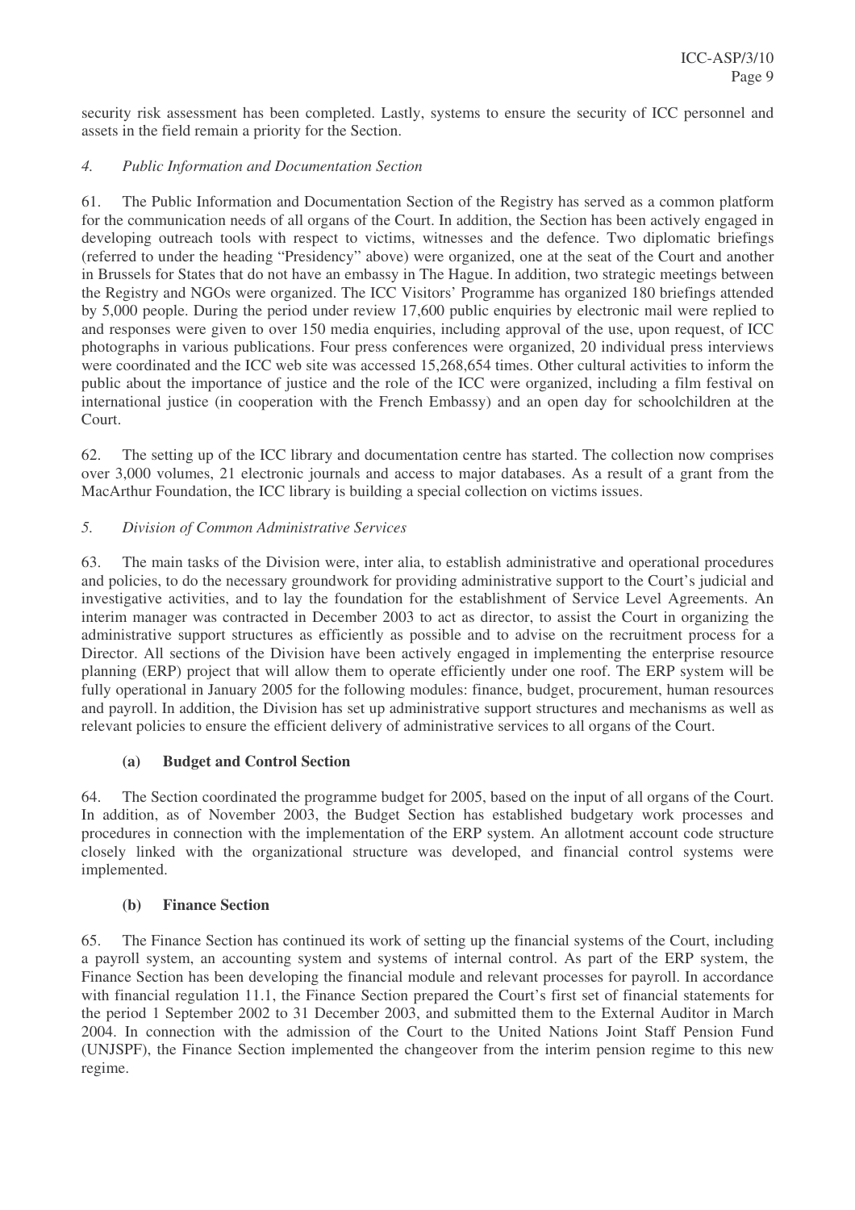security risk assessment has been completed. Lastly, systems to ensure the security of ICC personnel and assets in the field remain a priority for the Section.

*4. Public Information and Documentation Section*

61. The Public Information and Documentation Section of the Registry has served as a common platform for the communication needs of all organs of the Court. In addition, the Section has been actively engaged in developing outreach tools with respect to victims, witnesses and the defence. Two diplomatic briefings (referred to under the heading "Presidency" above) were organized, one at the seat of the Court and another in Brussels for States that do not have an embassy in The Hague. In addition, two strategic meetings between the Registry and NGOs were organized. The ICC Visitors' Programme has organized 180 briefings attended by 5,000 people. During the period under review 17,600 public enquiries by electronic mail were replied to and responses were given to over 150 media enquiries, including approval of the use, upon request, of ICC photographs in various publications. Four press conferences were organized, 20 individual press interviews were coordinated and the ICC web site was accessed 15,268,654 times. Other cultural activities to inform the public about the importance of justice and the role of the ICC were organized, including a film festival on international justice (in cooperation with the French Embassy) and an open day for schoolchildren at the Court.

62. The setting up of the ICC library and documentation centre has started. The collection now comprises over 3,000 volumes, 21 electronic journals and access to major databases. As a result of a grant from the MacArthur Foundation, the ICC library is building a special collection on victims issues.

*5. Division of Common Administrative Services*

63. The main tasks of the Division were, inter alia, to establish administrative and operational procedures and policies, to do the necessary groundwork for providing administrative support to the Court's judicial and investigative activities, and to lay the foundation for the establishment of Service Level Agreements. An interim manager was contracted in December 2003 to act as director, to assist the Court in organizing the administrative support structures as efficiently as possible and to advise on the recruitment process for a Director. All sections of the Division have been actively engaged in implementing the enterprise resource planning (ERP) project that will allow them to operate efficiently under one roof. The ERP system will be fully operational in January 2005 for the following modules: finance, budget, procurement, human resources and payroll. In addition, the Division has set up administrative support structures and mechanisms as well as relevant policies to ensure the efficient delivery of administrative services to all organs of the Court.

**(a) Budget and Control Section**

64. The Section coordinated the programme budget for 2005, based on the input of all organs of the Court. In addition, as of November 2003, the Budget Section has established budgetary work processes and procedures in connection with the implementation of the ERP system. An allotment account code structure closely linked with the organizational structure was developed, and financial control systems were implemented.

**(b) Finance Section**

65. The Finance Section has continued its work of setting up the financial systems of the Court, including a payroll system, an accounting system and systems of internal control. As part of the ERP system, the Finance Section has been developing the financial module and relevant processes for payroll. In accordance with financial regulation 11.1, the Finance Section prepared the Court's first set of financial statements for the period 1 September 2002 to 31 December 2003, and submitted them to the External Auditor in March 2004. In connection with the admission of the Court to the United Nations Joint Staff Pension Fund (UNJSPF), the Finance Section implemented the changeover from the interim pension regime to this new regime.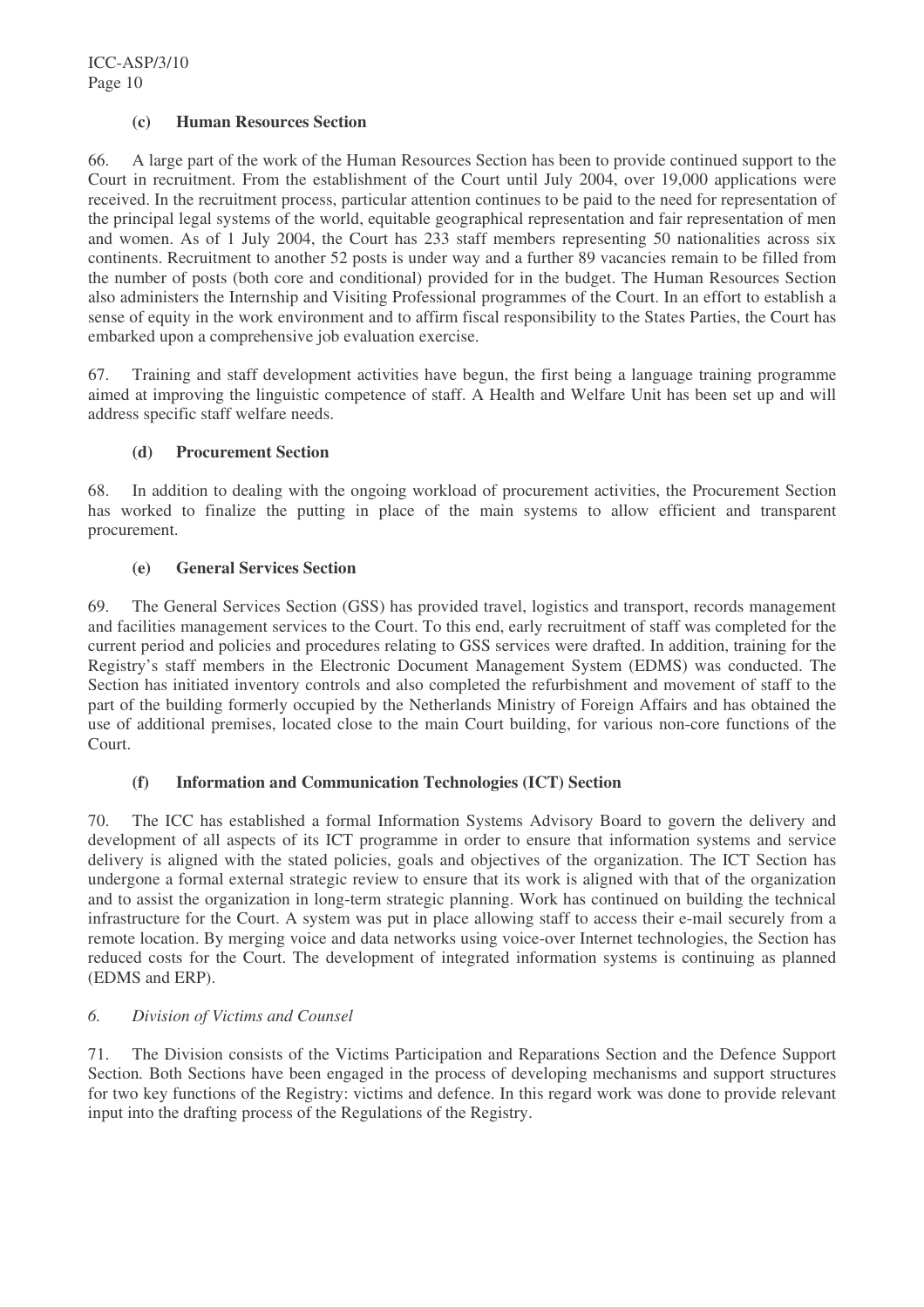#### (c) Human Resources Section

66. A large part of the work of the Human Resources Section has been to provide continued support to the Court in recruitment. From the establishment of the Court until July 2004, over 19,000 applications were received. In the recruitment process, particular attention continues to be paid to the need for representation of the principal legal systems of the world, equitable geographical representation and fair representation of men and women. As of 1 July 2004, the Court has 233 staff members representing 50 nationalities across six continents. Recruitment to another 52 posts is under way and a further 89 vacancies remain to be filled from the number of posts (both core and conditional) provided for in the budget. The Human Resources Section also administers the Internship and Visiting Professional programmes of the Court. In an effort to establish a sense of equity in the work environment and to affirm fiscal responsibility to the States Parties, the Court has embarked upon a comprehensive job evaluation exercise.

67. Training and staff development activities have begun, the first being a language training programme aimed at improving the linguistic competence of staff. A Health and Welfare Unit has been set up and will address specific staff welfare needs.

#### (d) Procurement Section

68. In addition to dealing with the ongoing workload of procurement activities, the Procurement Section has worked to finalize the putting in place of the main systems to allow efficient and transparent procurement.

#### (e) General Services Section

69. The General Services Section (GSS) has provided travel, logistics and transport, records management and facilities management services to the Court. To this end, early recruitment of staff was completed for the current period and policies and procedures relating to GSS services were drafted. In addition, training for the Registry's staff members in the Electronic Document Management System (EDMS) was conducted. The Section has initiated inventory controls and also completed the refurbishment and movement of staff to the part of the building formerly occupied by the Netherlands Ministry of Foreign Affairs and has obtained the use of additional premises, located close to the main Court building, for various non-core functions of the Court.

#### (f) Information and Communication Technologies (ICT) Section

70. The ICC has established a formal Information Systems Advisory Board to govern the delivery and development of all aspects of its ICT programme in order to ensure that information systems and service delivery is aligned with the stated policies, goals and objectives of the organization. The ICT Section has undergone a formal external strategic review to ensure that its work is aligned with that of the organization and to assist the organization in long-term strategic planning. Work has continued on building the technical infrastructure for the Court. A system was put in place allowing staff to access their e-mail securely from a remote location. By merging voice and data networks using voice-over Internet technologies, the Section has reduced costs for the Court. The development of integrated information systems is continuing as planned (EDMS and ERP).

### *6. Division of Victims and Counsel*

71. The Division consists of the Victims Participation and Reparations Section and the Defence Support Section*.* Both Sections have been engaged in the process of developing mechanisms and support structures for two key functions of the Registry: victims and defence. In this regard work was done to provide relevant input into the drafting process of the Regulations of the Registry.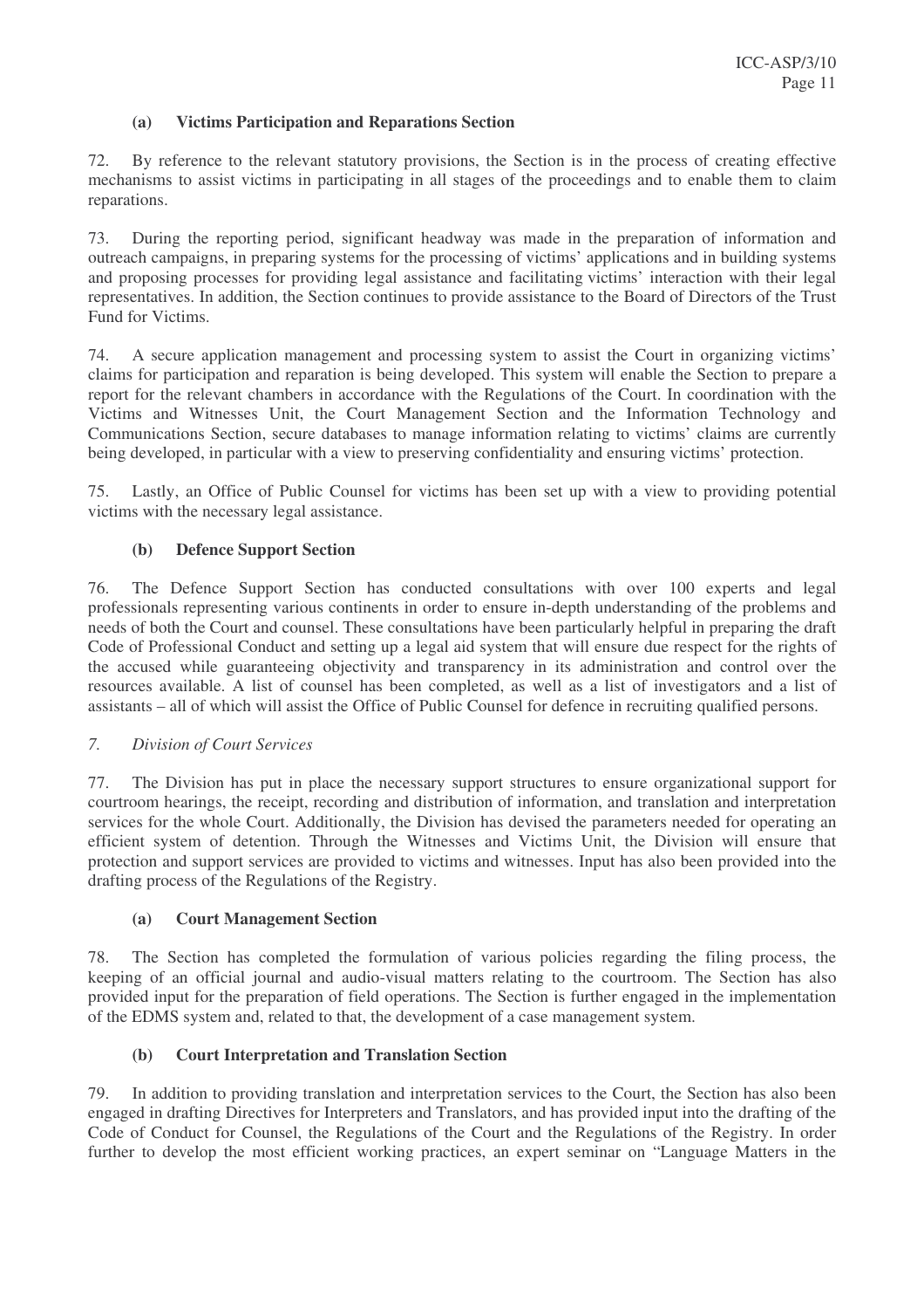### (a) Victims Participation and Reparations Section

72. By reference to the relevant statutory provisions, the Section is in the process of creating effective mechanisms to assist victims in participating in all stages of the proceedings and to enable them to claim reparations.

73. During the reporting period, significant headway was made in the preparation of information and outreach campaigns, in preparing systems for the processing of victims' applications and in building systems and proposing processes for providing legal assistance and facilitating victims' interaction with their legal representatives. In addition, the Section continues to provide assistance to the Board of Directors of the Trust Fund for Victims.

74. A secure application management and processing system to assist the Court in organizing victims' claims for participation and reparation is being developed. This system will enable the Section to prepare a report for the relevant chambers in accordance with the Regulations of the Court. In coordination with the Victims and Witnesses Unit, the Court Management Section and the Information Technology and Communications Section, secure databases to manage information relating to victims' claims are currently being developed, in particular with a view to preserving confidentiality and ensuring victims' protection.

75. Lastly, an Office of Public Counsel for victims has been set up with a view to providing potential victims with the necessary legal assistance.

### (b) Defence Support Section

76. The Defence Support Section has conducted consultations with over 100 experts and legal professionals representing various continents in order to ensure in-depth understanding of the problems and needs of both the Court and counsel. These consultations have been particularly helpful in preparing the draft Code of Professional Conduct and setting up a legal aid system that will ensure due respect for the rights of the accused while guaranteeing objectivity and transparency in its administration and control over the resources available. A list of counsel has been completed, as well as a list of investigators and a list of assistants – all of which will assist the Office of Public Counsel for defence in recruiting qualified persons.

## *7. Division of Court Services*

77. The Division has put in place the necessary support structures to ensure organizational support for courtroom hearings, the receipt, recording and distribution of information, and translation and interpretation services for the whole Court. Additionally, the Division has devised the parameters needed for operating an efficient system of detention. Through the Witnesses and Victims Unit, the Division will ensure that protection and support services are provided to victims and witnesses. Input has also been provided into the drafting process of the Regulations of the Registry.

### (a) Court Management Section

78. The Section has completed the formulation of various policies regarding the filing process, the keeping of an official journal and audio-visual matters relating to the courtroom. The Section has also provided input for the preparation of field operations. The Section is further engaged in the implementation of the EDMS system and, related to that, the development of a case management system.

### (b) Court Interpretation and Translation Section

79. In addition to providing translation and interpretation services to the Court, the Section has also been engaged in drafting Directives for Interpreters and Translators, and has provided input into the drafting of the Code of Conduct for Counsel, the Regulations of the Court and the Regulations of the Registry. In order further to develop the most efficient working practices, an expert seminar on "Language Matters in the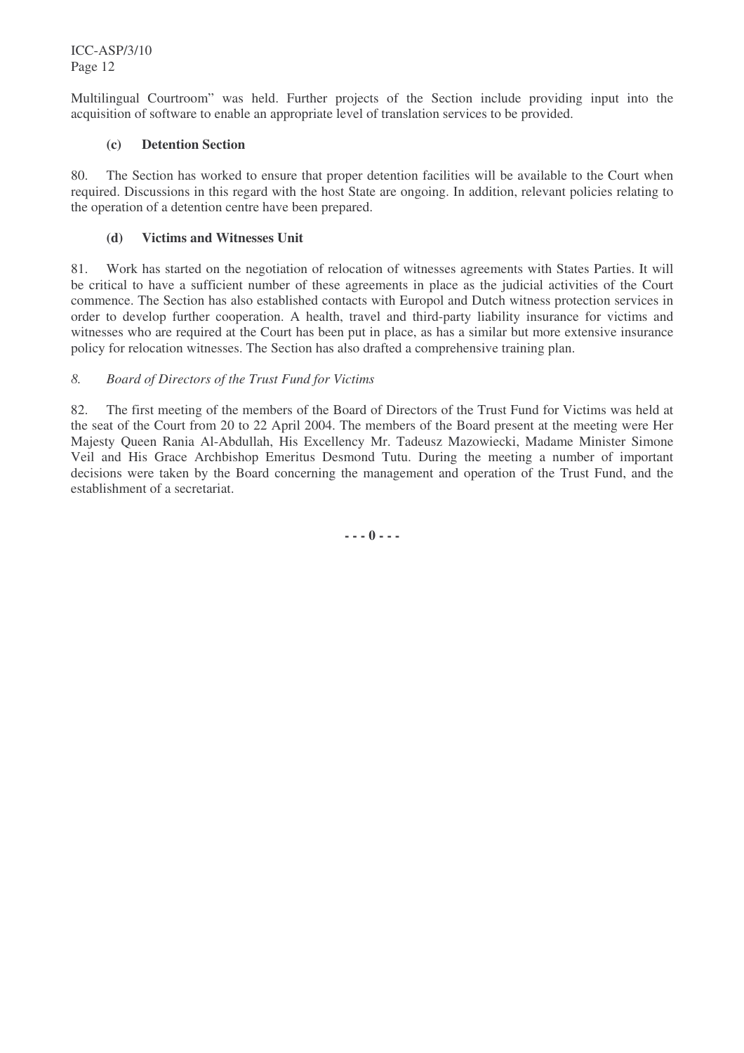Multilingual Courtroom" was held. Further projects of the Section include providing input into the acquisition of software to enable an appropriate level of translation services to be provided.

**(c) Detention Section**

80. The Section has worked to ensure that proper detention facilities will be available to the Court when required. Discussions in this regard with the host State are ongoing. In addition, relevant policies relating to the operation of a detention centre have been prepared.

**(d) Victims and Witnesses Unit**

81. Work has started on the negotiation of relocation of witnesses agreements with States Parties. It will be critical to have a sufficient number of these agreements in place as the judicial activities of the Court commence. The Section has also established contacts with Europol and Dutch witness protection services in order to develop further cooperation. A health, travel and third-party liability insurance for victims and witnesses who are required at the Court has been put in place, as has a similar but more extensive insurance policy for relocation witnesses. The Section has also drafted a comprehensive training plan.

*8. Board of Directors of the Trust Fund for Victims*

82. The first meeting of the members of the Board of Directors of the Trust Fund for Victims was held at the seat of the Court from 20 to 22 April 2004. The members of the Board present at the meeting were Her Majesty Queen Rania Al-Abdullah, His Excellency Mr. Tadeusz Mazowiecki, Madame Minister Simone Veil and His Grace Archbishop Emeritus Desmond Tutu. During the meeting a number of important decisions were taken by the Board concerning the management and operation of the Trust Fund, and the establishment of a secretariat.

**- - - 0 - - -**